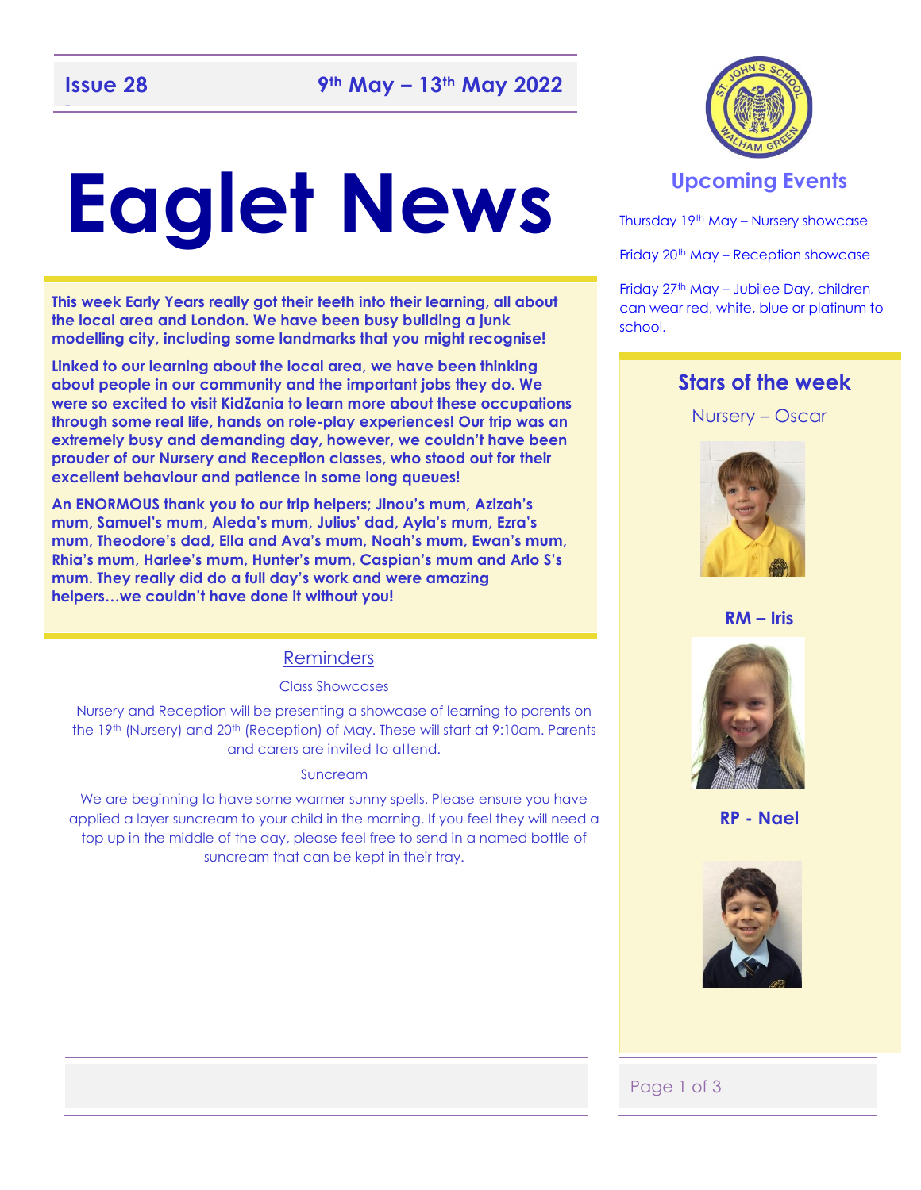**Issue 28** **9th May – 13th May 2022**

# Eaglet News

**This week Early Years really got their teeth into their learning, all about the local area and London. We have been busy building a junk modelling city, including some landmarks that you might recognise!**

**Linked to our learning about the local area, we have been thinking about people in our community and the important jobs they do. We were so excited to visit KidZania to learn more about these occupations through some real life, hands on role-play experiences! Our trip was an extremely busy and demanding day, however, we couldn't have been prouder of our Nursery and Reception classes, who stood out for their excellent behaviour and patience in some long queues!**

**An ENORMOUS thank you to our trip helpers; Jinou's mum, Azizah's mum, Samuel's mum, Aleda's mum, Julius' dad, Ayla's mum, Ezra's mum, Theodore's dad, Ella and Ava's mum, Noah's mum, Ewan's mum, Rhia's mum, Harlee's mum, Hunter's mum, Caspian's mum and Arlo S's mum. They really did do a full day's work and were amazing helpers…we couldn't have done it without you!**

## Reminders

### Class Showcases

Nursery and Reception will be presenting a showcase of learning to parents on the 19th (Nursery) and 20th (Reception) of May. These will start at 9:10am. Parents and carers are invited to attend.

### Suncream

We are beginning to have some warmer sunny spells. Please ensure you have applied a layer suncream to your child in the morning. If you feel they will need a top up in the middle of the day, please feel free to send in a named bottle of suncream that can be kept in their tray.

## Upcoming Events

Thursday 19th May – Nursery showcase

Friday 20th May – Reception showcase

Friday 27th May – Jubilee Day, children can wear red, white, blue or platinum to school.

## Stars of the week

Nursery – Oscar

**RM – Iris**

**RP - Nael**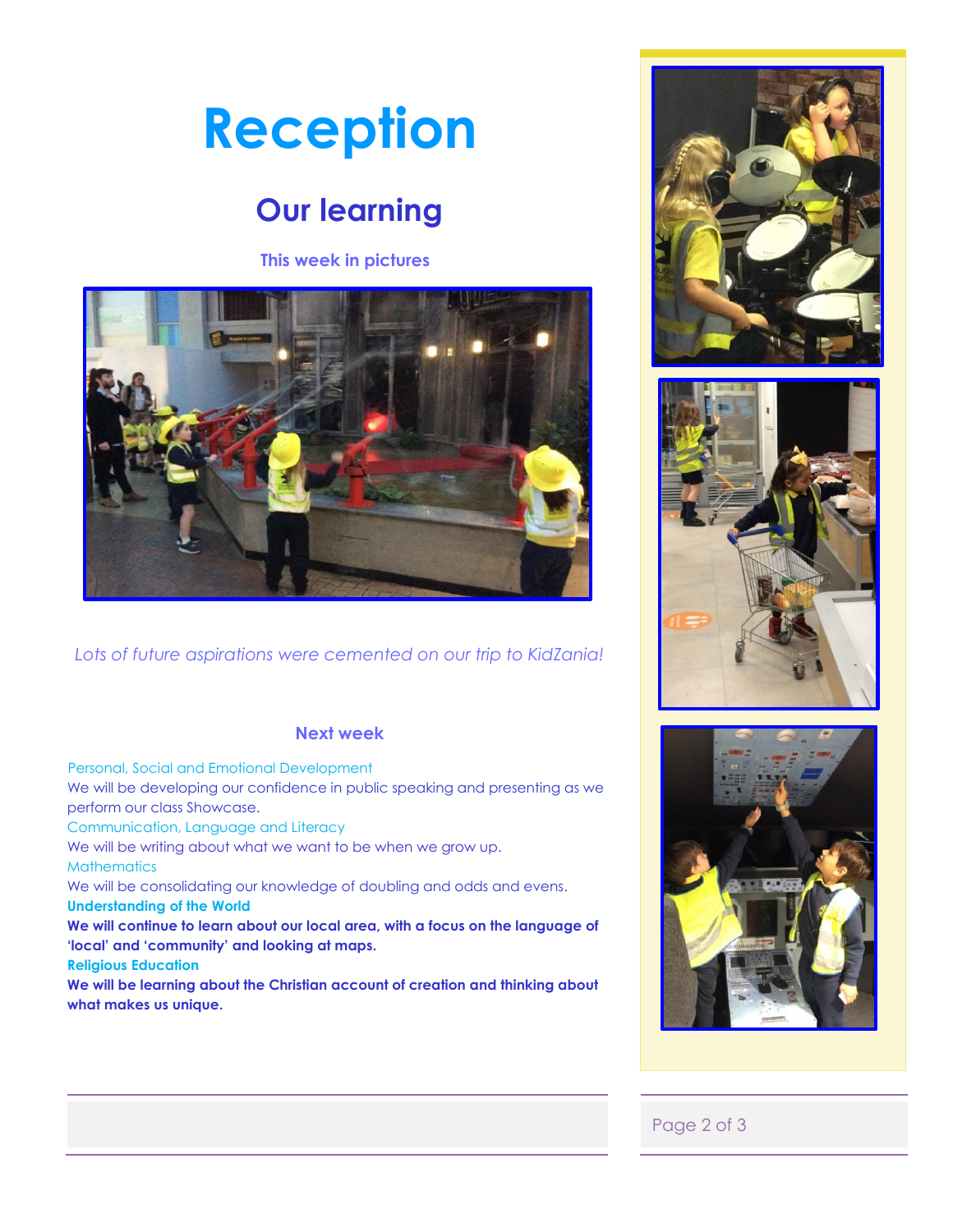# Reception

## Our learning

### This week in pictures

*Lots of future aspirations were cemented on our trip to KidZania!*

### Next week

Personal, Social and Emotional Development

We will be developing our confidence in public speaking and presenting as we perform our class Showcase.

Communication, Language and Literacy

We will be writing about what we want to be when we grow up.

Mathematics

We will be consolidating our knowledge of doubling and odds and evens.

**Understanding of the World**

**We will continue to learn about our local area, with a focus on the language of 'local' and 'community' and looking at maps.**

**Religious Education**

**We will be learning about the Christian account of creation and thinking about what makes us unique.**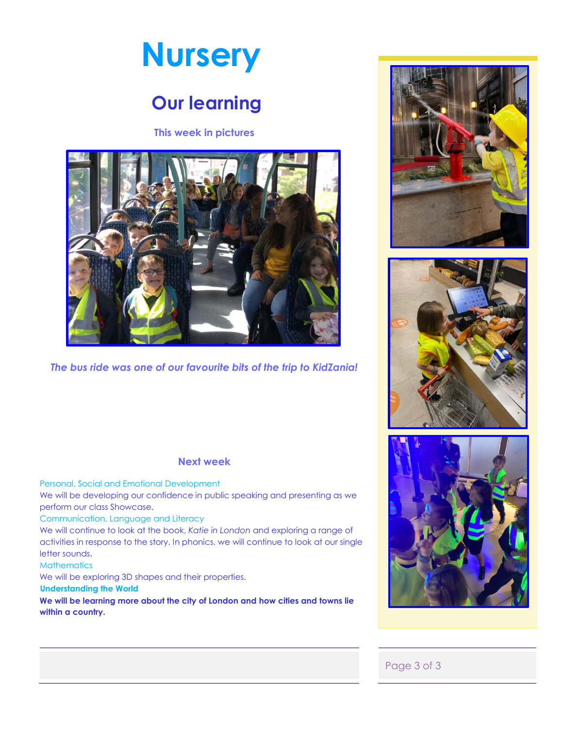# Nursery

## Our learning

### This week in pictures

*The bus ride was one of our favourite bits of the trip to KidZania!*

### Next week

Personal, Social and Emotional Development

We will be developing our confidence in public speaking and presenting as we perform our class Showcase.

Communication, Language and Literacy

We will continue to look at the book, *Katie in London* and exploring a range of activities in response to the story. In phonics, we will continue to look at our single letter sounds.

Mathematics

We will be exploring 3D shapes and their properties.

**Understanding the World**

**We will be learning more about the city of London and how cities and towns lie within a country.**